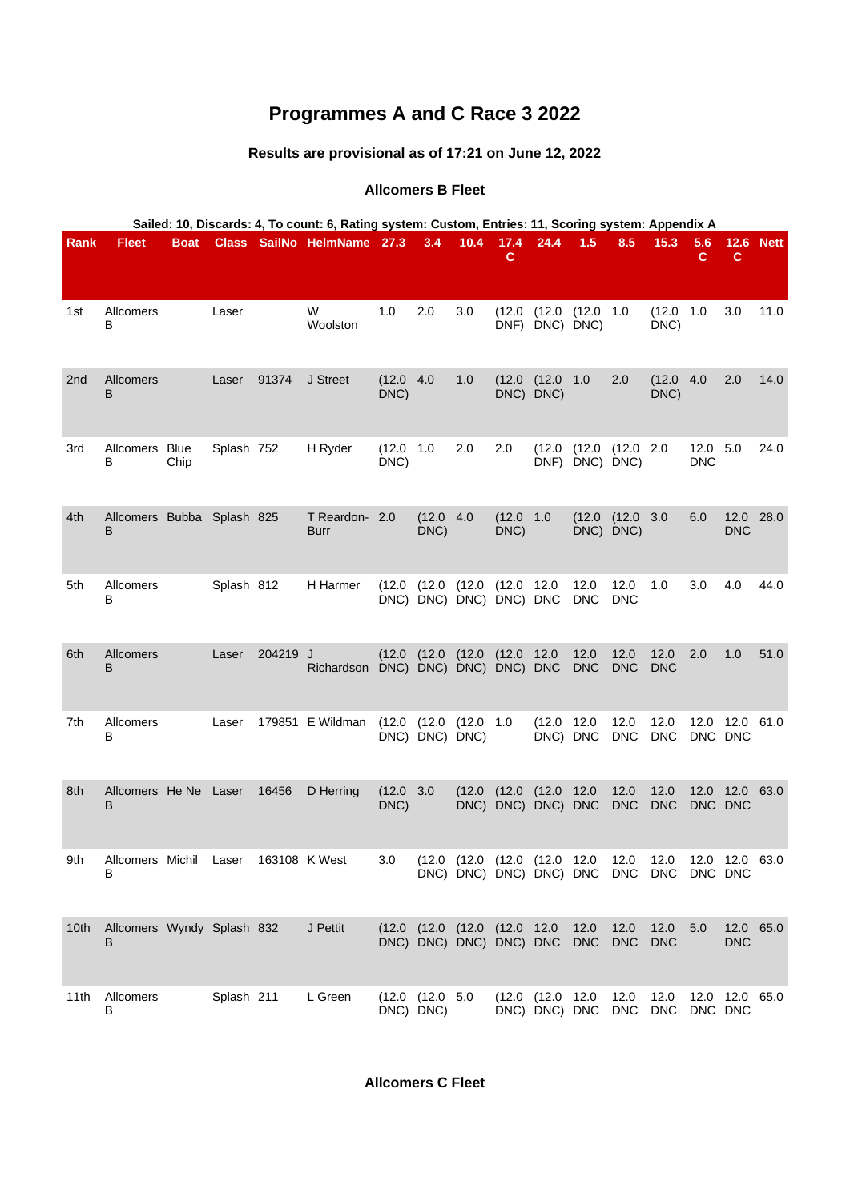# Programmes A and C Race 3 2022

### Results are provisional as of 17:21 on June 12, 2022

#### Allcomers B Fleet

**Sailed: 10, Discards: 4, To count: 6, Rating system: Custom, Entries: 11, Scoring system: Appendix A**

| Rank | Fleet | Boat | Class | SailNo | HelmName | 27.3 | 3.4 | 10.4 | 17.4 C | 24.4 | 1.5 | 8.5 | 15.3 | 5.6 C | 12.6 C | Nett |
|---|---|---|---|---|---|---|---|---|---|---|---|---|---|---|---|---|
| 1st | Allcomers B | | Laser | | W Woolston | 1.0 | 2.0 | 3.0 | (12.0 DNF) | (12.0 DNC) | (12.0 DNC) | 1.0 | (12.0 DNC) | 1.0 | 3.0 | 11.0 |
| 2nd | Allcomers B | | Laser | 91374 | J Street | (12.0 DNC) | 4.0 | 1.0 | (12.0 DNC) | (12.0 DNC) | 1.0 | 2.0 | (12.0 DNC) | 4.0 | 2.0 | 14.0 |
| 3rd | Allcomers B | Blue Chip | Splash | 752 | H Ryder | (12.0 DNC) | 1.0 | 2.0 | 2.0 | (12.0 DNF) | (12.0 DNC) | (12.0 DNC) | 2.0 | 12.0 DNC | 5.0 | 24.0 |
| 4th | Allcomers B | Bubba | Splash | 825 | T Reardon-Burr | 2.0 | (12.0 DNC) | 4.0 | (12.0 DNC) | 1.0 | (12.0 DNC) | (12.0 DNC) | 3.0 | 6.0 | 12.0 DNC | 28.0 |
| 5th | Allcomers B | | Splash | 812 | H Harmer | (12.0 DNC) | (12.0 DNC) | (12.0 DNC) | (12.0 DNC) | 12.0 DNC | 12.0 DNC | 12.0 DNC | 1.0 | 3.0 | 4.0 | 44.0 |
| 6th | Allcomers B | | Laser | 204219 | J Richardson | (12.0 DNC) | (12.0 DNC) | (12.0 DNC) | (12.0 DNC) | 12.0 DNC | 12.0 DNC | 12.0 DNC | 12.0 DNC | 2.0 | 1.0 | 51.0 |
| 7th | Allcomers B | | Laser | 179851 | E Wildman | (12.0 DNC) | (12.0 DNC) | (12.0 DNC) | 1.0 | (12.0 DNC) | 12.0 DNC | 12.0 DNC | 12.0 DNC | 12.0 DNC | 12.0 DNC | 61.0 |
| 8th | Allcomers B | He Ne | Laser | 16456 | D Herring | (12.0 DNC) | 3.0 | (12.0 DNC) | (12.0 DNC) | (12.0 DNC) | 12.0 DNC | 12.0 DNC | 12.0 DNC | 12.0 DNC | 12.0 DNC | 63.0 |
| 9th | Allcomers B | Michil | Laser | 163108 | K West | 3.0 | (12.0 DNC) | (12.0 DNC) | (12.0 DNC) | (12.0 DNC) | 12.0 DNC | 12.0 DNC | 12.0 DNC | 12.0 DNC | 12.0 DNC | 63.0 |
| 10th | Allcomers B | Wyndy | Splash | 832 | J Pettit | (12.0 DNC) | (12.0 DNC) | (12.0 DNC) | (12.0 DNC) | 12.0 DNC | 12.0 DNC | 12.0 DNC | 12.0 DNC | 5.0 | 12.0 DNC | 65.0 |
| 11th | Allcomers B | | Splash | 211 | L Green | (12.0 DNC) | (12.0 DNC) | 5.0 | (12.0 DNC) | (12.0 DNC) | 12.0 DNC | 12.0 DNC | 12.0 DNC | 12.0 DNC | 12.0 DNC | 65.0 |

#### Allcomers C Fleet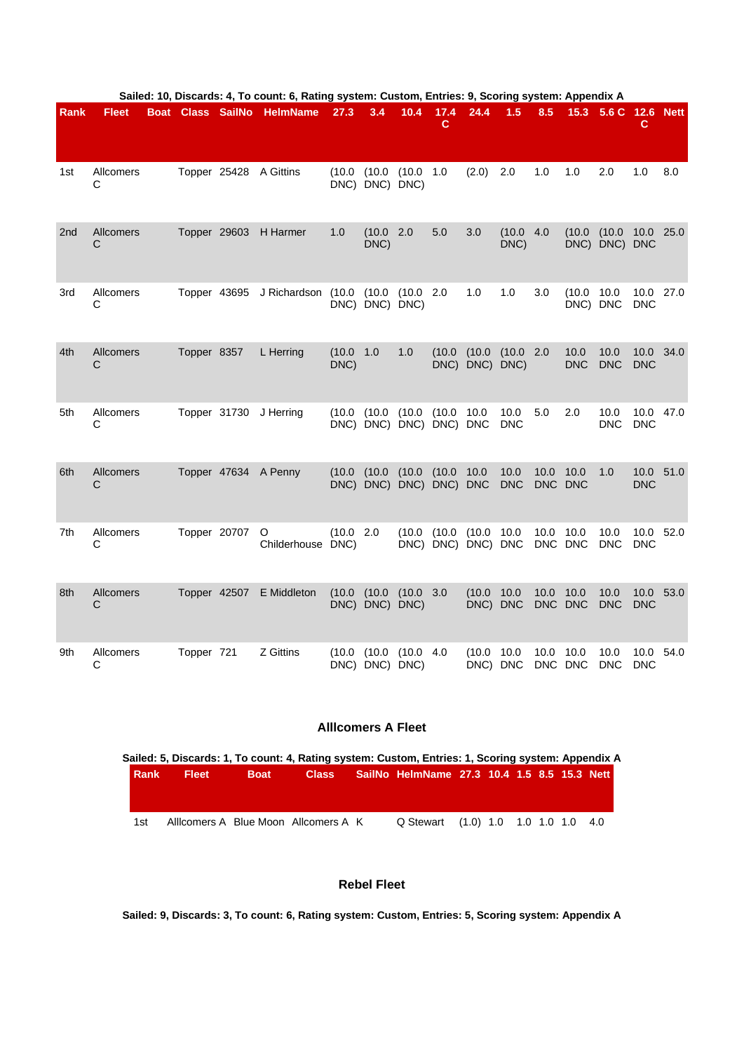**Sailed: 10, Discards: 4, To count: 6, Rating system: Custom, Entries: 9, Scoring system: Appendix A**

| Rank | Fleet | Boat | Class | SailNo | HelmName | 27.3 | 3.4 | 10.4 | 17.4 C | 24.4 | 1.5 | 8.5 | 15.3 | 5.6 C | 12.6 C | Nett |
|---|---|---|---|---|---|---|---|---|---|---|---|---|---|---|---|---|
| 1st | Allcomers C | | Topper | 25428 | A Gittins | (10.0 DNC) | (10.0 DNC) | (10.0 DNC) | 1.0 | (2.0) | 2.0 | 1.0 | 1.0 | 2.0 | 1.0 | 8.0 |
| 2nd | Allcomers C | | Topper | 29603 | H Harmer | 1.0 | (10.0 DNC) | 2.0 | 5.0 | 3.0 | (10.0 DNC) | 4.0 | (10.0 DNC) | (10.0 DNC) | 10.0 DNC | 25.0 |
| 3rd | Allcomers C | | Topper | 43695 | J Richardson | (10.0 DNC) | (10.0 DNC) | (10.0 DNC) | 2.0 | 1.0 | 1.0 | 3.0 | (10.0 DNC) | 10.0 DNC | 10.0 DNC | 27.0 |
| 4th | Allcomers C | | Topper | 8357 | L Herring | (10.0 DNC) | 1.0 | 1.0 | (10.0 DNC) | (10.0 DNC) | (10.0 DNC) | 2.0 | 10.0 DNC | 10.0 DNC | 10.0 DNC | 34.0 |
| 5th | Allcomers C | | Topper | 31730 | J Herring | (10.0 DNC) | (10.0 DNC) | (10.0 DNC) | (10.0 DNC) | 10.0 DNC | 10.0 DNC | 5.0 | 2.0 | 10.0 DNC | 10.0 DNC | 47.0 |
| 6th | Allcomers C | | Topper | 47634 | A Penny | (10.0 DNC) | (10.0 DNC) | (10.0 DNC) | (10.0 DNC) | 10.0 DNC | 10.0 DNC | 10.0 DNC | 10.0 DNC | 1.0 | 10.0 DNC | 51.0 |
| 7th | Allcomers C | | Topper | 20707 | O Childerhouse | (10.0 DNC) | 2.0 | (10.0 DNC) | (10.0 DNC) | (10.0 DNC) | 10.0 DNC | 10.0 DNC | 10.0 DNC | 10.0 DNC | 10.0 DNC | 52.0 |
| 8th | Allcomers C | | Topper | 42507 | E Middleton | (10.0 DNC) | (10.0 DNC) | (10.0 DNC) | 3.0 | (10.0 DNC) | 10.0 DNC | 10.0 DNC | 10.0 DNC | 10.0 DNC | 10.0 DNC | 53.0 |
| 9th | Allcomers C | | Topper | 721 | Z Gittins | (10.0 DNC) | (10.0 DNC) | (10.0 DNC) | 4.0 | (10.0 DNC) | 10.0 DNC | 10.0 DNC | 10.0 DNC | 10.0 DNC | 10.0 DNC | 54.0 |

## Alllcomers A Fleet

**Sailed: 5, Discards: 1, To count: 4, Rating system: Custom, Entries: 1, Scoring system: Appendix A**

| Rank | Fleet | Boat | Class | SailNo | HelmName | 27.3 | 10.4 | 1.5 | 8.5 | 15.3 | Nett |
|---|---|---|---|---|---|---|---|---|---|---|---|
| 1st | Alllcomers A | Blue Moon | Allcomers A | K | Q Stewart | (1.0) | 1.0 | 1.0 | 1.0 | 1.0 | 4.0 |

## Rebel Fleet

**Sailed: 9, Discards: 3, To count: 6, Rating system: Custom, Entries: 5, Scoring system: Appendix A**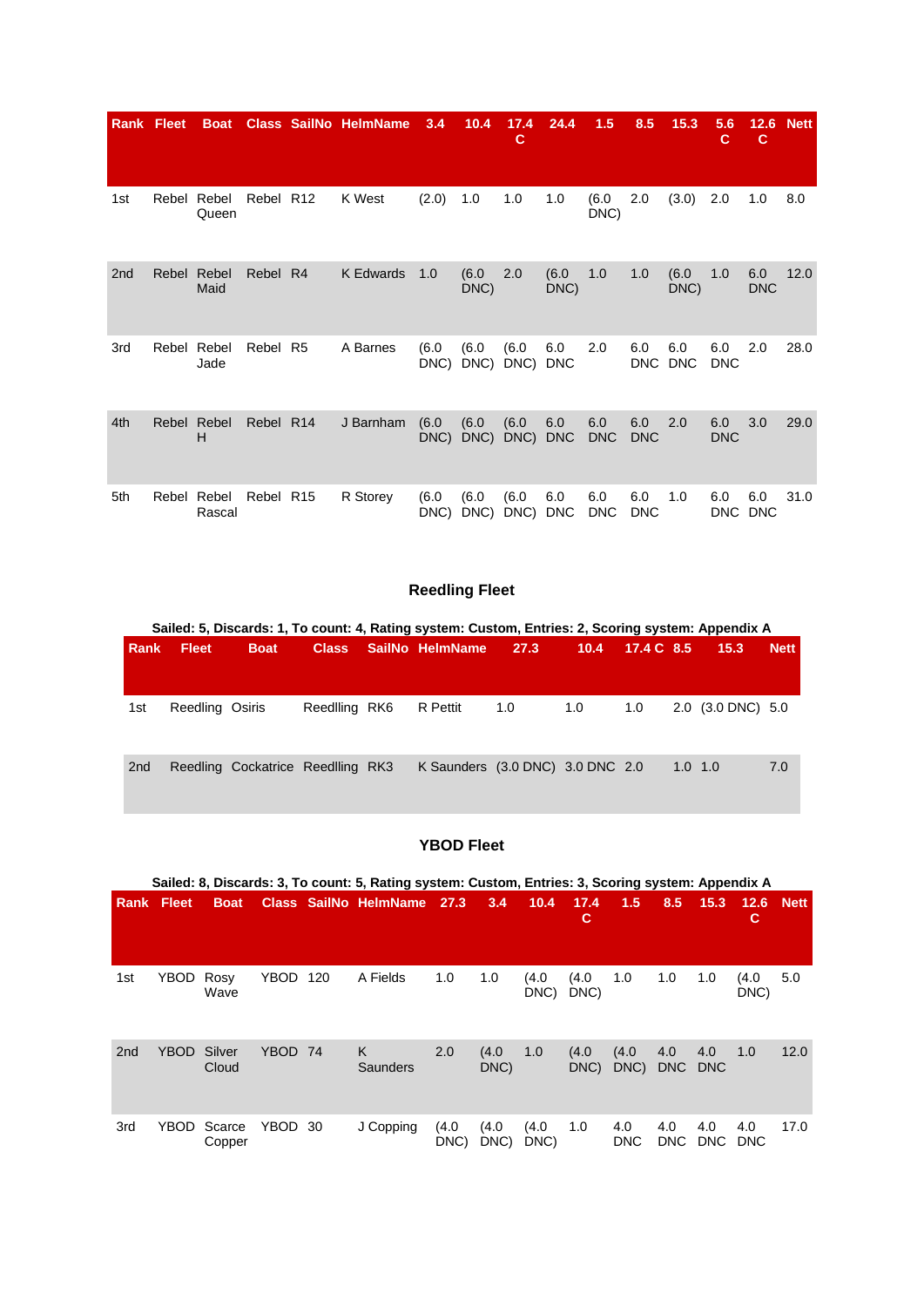| Rank | Fleet | Boat | Class | SailNo | HelmName | 3.4 | 10.4 | 17.4 C | 24.4 | 1.5 | 8.5 | 15.3 | 5.6 C | 12.6 C | Nett |
|---|---|---|---|---|---|---|---|---|---|---|---|---|---|---|---|
| 1st | Rebel | Rebel Queen | Rebel | R12 | K West | (2.0) | 1.0 | 1.0 | 1.0 | (6.0 DNC) | 2.0 | (3.0) | 2.0 | 1.0 | 8.0 |
| 2nd | Rebel | Rebel Maid | Rebel | R4 | K Edwards | 1.0 | (6.0 DNC) | 2.0 | (6.0 DNC) | 1.0 | 1.0 | (6.0 DNC) | 1.0 | 6.0 DNC | 12.0 |
| 3rd | Rebel | Rebel Jade | Rebel | R5 | A Barnes | (6.0 DNC) | (6.0 DNC) | (6.0 DNC) | 6.0 DNC | 2.0 | 6.0 DNC | 6.0 DNC | 6.0 DNC | 2.0 | 28.0 |
| 4th | Rebel | Rebel H | Rebel | R14 | J Barnham | (6.0 DNC) | (6.0 DNC) | (6.0 DNC) | 6.0 DNC | 6.0 DNC | 6.0 DNC | 2.0 | 6.0 DNC | 3.0 | 29.0 |
| 5th | Rebel | Rebel Rascal | Rebel | R15 | R Storey | (6.0 DNC) | (6.0 DNC) | (6.0 DNC) | 6.0 DNC | 6.0 DNC | 6.0 DNC | 1.0 | 6.0 DNC | 6.0 DNC | 31.0 |

## Reedling Fleet

**Sailed: 5, Discards: 1, To count: 4, Rating system: Custom, Entries: 2, Scoring system: Appendix A**

| Rank | Fleet | Boat | Class | SailNo | HelmName | 27.3 | 10.4 | 17.4 C | 8.5 | 15.3 | Nett |
|---|---|---|---|---|---|---|---|---|---|---|---|
| 1st | Reedling | Osiris | Reedlling | RK6 | R Pettit | 1.0 | 1.0 | 1.0 | 2.0 | (3.0 DNC) | 5.0 |
| 2nd | Reedling | Cockatrice | Reedlling | RK3 | K Saunders | (3.0 DNC) | 3.0 DNC | 2.0 | 1.0 | 1.0 | 7.0 |

## YBOD Fleet

**Sailed: 8, Discards: 3, To count: 5, Rating system: Custom, Entries: 3, Scoring system: Appendix A**

| Rank | Fleet | Boat | Class | SailNo | HelmName | 27.3 | 3.4 | 10.4 | 17.4 C | 1.5 | 8.5 | 15.3 | 12.6 C | Nett |
|---|---|---|---|---|---|---|---|---|---|---|---|---|---|---|
| 1st | YBOD | Rosy Wave | YBOD | 120 | A Fields | 1.0 | 1.0 | (4.0 DNC) | (4.0 DNC) | 1.0 | 1.0 | 1.0 | (4.0 DNC) | 5.0 |
| 2nd | YBOD | Silver Cloud | YBOD | 74 | K Saunders | 2.0 | (4.0 DNC) | 1.0 | (4.0 DNC) | (4.0 DNC) | 4.0 DNC | 4.0 DNC | 1.0 | 12.0 |
| 3rd | YBOD | Scarce Copper | YBOD | 30 | J Copping | (4.0 DNC) | (4.0 DNC) | (4.0 DNC) | 1.0 | 4.0 DNC | 4.0 DNC | 4.0 DNC | 4.0 DNC | 17.0 |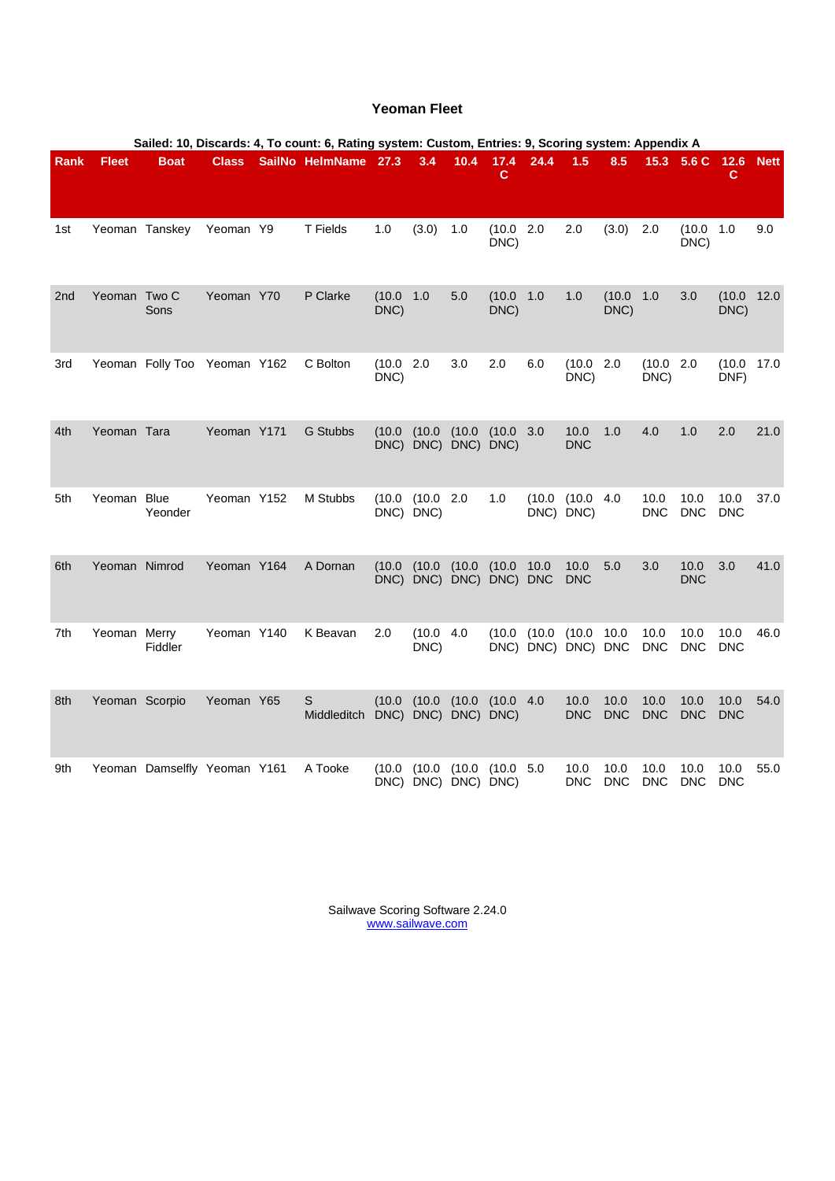# Yeoman Fleet

**Sailed: 10, Discards: 4, To count: 6, Rating system: Custom, Entries: 9, Scoring system: Appendix A**

| Rank | Fleet | Boat | Class | SailNo | HelmName | 27.3 | 3.4 | 10.4 | 17.4 C | 24.4 | 1.5 | 8.5 | 15.3 | 5.6 C | 12.6 C | Nett |
|---|---|---|---|---|---|---|---|---|---|---|---|---|---|---|---|---|
| 1st | Yeoman | Tanskey | Yeoman | Y9 | T Fields | 1.0 | (3.0) | 1.0 | (10.0 DNC) | 2.0 | 2.0 | (3.0) | 2.0 | (10.0 DNC) | 1.0 | 9.0 |
| 2nd | Yeoman | Two C Sons | Yeoman | Y70 | P Clarke | (10.0 DNC) | 1.0 | 5.0 | (10.0 DNC) | 1.0 | 1.0 | (10.0 DNC) | 1.0 | 3.0 | (10.0 DNC) | 12.0 |
| 3rd | Yeoman | Folly Too | Yeoman | Y162 | C Bolton | (10.0 DNC) | 2.0 | 3.0 | 2.0 | 6.0 | (10.0 DNC) | 2.0 | (10.0 DNC) | 2.0 | (10.0 DNF) | 17.0 |
| 4th | Yeoman | Tara | Yeoman | Y171 | G Stubbs | (10.0 DNC) | (10.0 DNC) | (10.0 DNC) | (10.0 DNC) | 3.0 | 10.0 DNC | 1.0 | 4.0 | 1.0 | 2.0 | 21.0 |
| 5th | Yeoman | Blue Yeonder | Yeoman | Y152 | M Stubbs | (10.0 DNC) | (10.0 DNC) | 2.0 | 1.0 | (10.0 DNC) | (10.0 DNC) | 4.0 | 10.0 DNC | 10.0 DNC | 10.0 DNC | 37.0 |
| 6th | Yeoman | Nimrod | Yeoman | Y164 | A Dornan | (10.0 DNC) | (10.0 DNC) | (10.0 DNC) | (10.0 DNC) | 10.0 DNC | 10.0 DNC | 5.0 | 3.0 | 10.0 DNC | 3.0 | 41.0 |
| 7th | Yeoman | Merry Fiddler | Yeoman | Y140 | K Beavan | 2.0 | (10.0 DNC) | 4.0 | (10.0 DNC) | (10.0 DNC) | (10.0 DNC) | 10.0 DNC | 10.0 DNC | 10.0 DNC | 10.0 DNC | 46.0 |
| 8th | Yeoman | Scorpio | Yeoman | Y65 | S Middleditch | (10.0 DNC) | (10.0 DNC) | (10.0 DNC) | (10.0 DNC) | 4.0 | 10.0 DNC | 10.0 DNC | 10.0 DNC | 10.0 DNC | 10.0 DNC | 54.0 |
| 9th | Yeoman | Damselfly | Yeoman | Y161 | A Tooke | (10.0 DNC) | (10.0 DNC) | (10.0 DNC) | (10.0 DNC) | 5.0 | 10.0 DNC | 10.0 DNC | 10.0 DNC | 10.0 DNC | 10.0 DNC | 55.0 |

Sailwave Scoring Software 2.24.0
www.sailwave.com